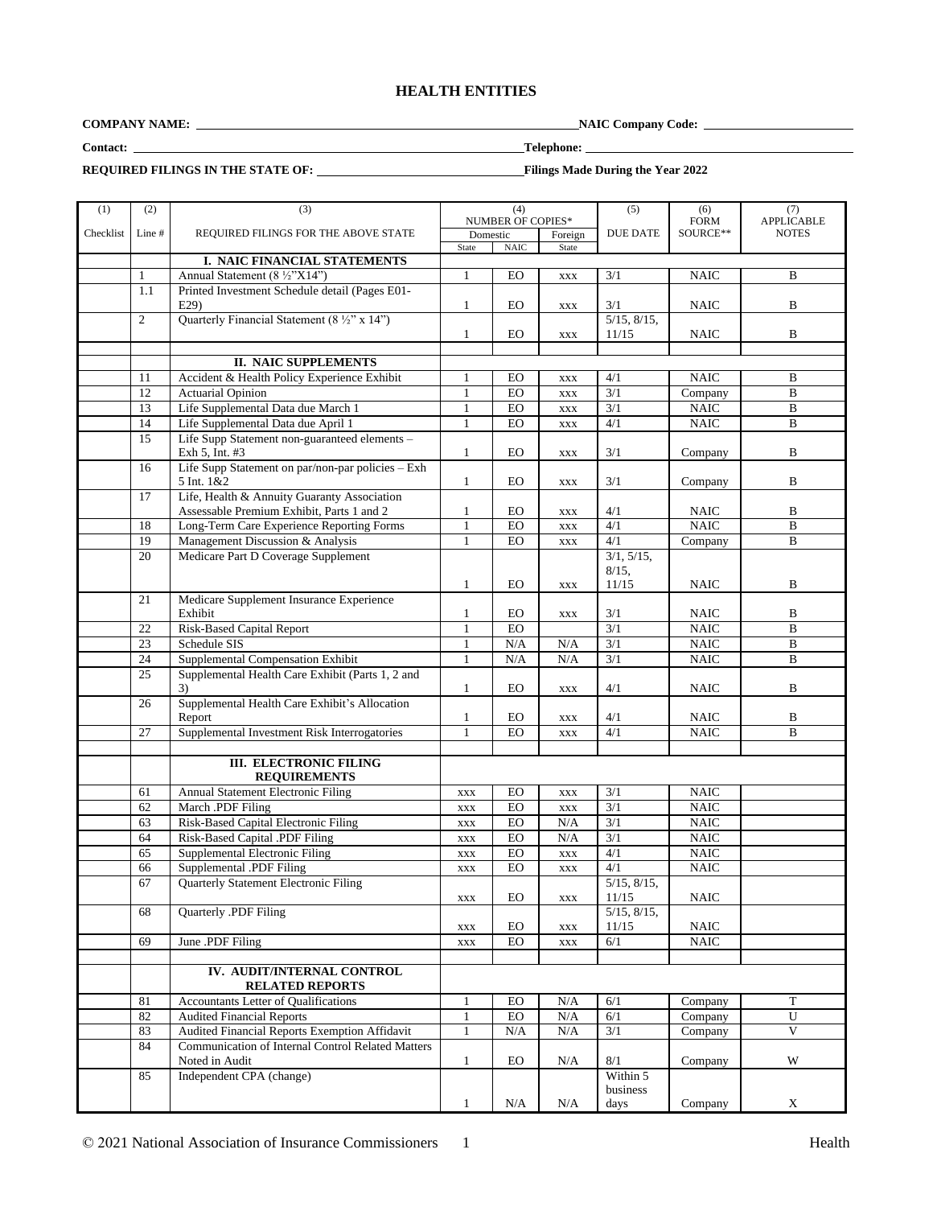# HEALTH ENTITIES

**COMPANY NAME:** ______________________ **NAIC Company Code:** ______________

**Contact:** ______________________ **Telephone:** ______________________

**REQUIRED FILINGS IN THE STATE OF:** ______________ **Filings Made During the Year 2022**

| (1) Checklist | (2) Line # | (3) REQUIRED FILINGS FOR THE ABOVE STATE | (4) NUMBER OF COPIES* Domestic State | Domestic NAIC | Foreign State | (5) DUE DATE | (6) FORM SOURCE** | (7) APPLICABLE NOTES |
|---|---|---|---|---|---|---|---|---|
| | | **I. NAIC FINANCIAL STATEMENTS** | | | | | | |
| | 1 | Annual Statement (8 ½"X14") | 1 | EO | xxx | 3/1 | NAIC | B |
| | 1.1 | Printed Investment Schedule detail (Pages E01-E29) | 1 | EO | xxx | 3/1 | NAIC | B |
| | 2 | Quarterly Financial Statement (8 ½" x 14") | 1 | EO | xxx | 5/15, 8/15, 11/15 | NAIC | B |
| | | | | | | | | |
| | | **II. NAIC SUPPLEMENTS** | | | | | | |
| | 11 | Accident & Health Policy Experience Exhibit | 1 | EO | xxx | 4/1 | NAIC | B |
| | 12 | Actuarial Opinion | 1 | EO | xxx | 3/1 | Company | B |
| | 13 | Life Supplemental Data due March 1 | 1 | EO | xxx | 3/1 | NAIC | B |
| | 14 | Life Supplemental Data due April 1 | 1 | EO | xxx | 4/1 | NAIC | B |
| | 15 | Life Supp Statement non-guaranteed elements – Exh 5, Int. #3 | 1 | EO | xxx | 3/1 | Company | B |
| | 16 | Life Supp Statement on par/non-par policies – Exh 5 Int. 1&2 | 1 | EO | xxx | 3/1 | Company | B |
| | 17 | Life, Health & Annuity Guaranty Association Assessable Premium Exhibit, Parts 1 and 2 | 1 | EO | xxx | 4/1 | NAIC | B |
| | 18 | Long-Term Care Experience Reporting Forms | 1 | EO | xxx | 4/1 | NAIC | B |
| | 19 | Management Discussion & Analysis | 1 | EO | xxx | 4/1 | Company | B |
| | 20 | Medicare Part D Coverage Supplement | 1 | EO | xxx | 3/1, 5/15, 8/15, 11/15 | NAIC | B |
| | 21 | Medicare Supplement Insurance Experience Exhibit | 1 | EO | xxx | 3/1 | NAIC | B |
| | 22 | Risk-Based Capital Report | 1 | EO | | 3/1 | NAIC | B |
| | 23 | Schedule SIS | 1 | N/A | N/A | 3/1 | NAIC | B |
| | 24 | Supplemental Compensation Exhibit | 1 | N/A | N/A | 3/1 | NAIC | B |
| | 25 | Supplemental Health Care Exhibit (Parts 1, 2 and 3) | 1 | EO | xxx | 4/1 | NAIC | B |
| | 26 | Supplemental Health Care Exhibit's Allocation Report | 1 | EO | xxx | 4/1 | NAIC | B |
| | 27 | Supplemental Investment Risk Interrogatories | 1 | EO | xxx | 4/1 | NAIC | B |
| | | | | | | | | |
| | | **III. ELECTRONIC FILING REQUIREMENTS** | | | | | | |
| | 61 | Annual Statement Electronic Filing | xxx | EO | xxx | 3/1 | NAIC | |
| | 62 | March .PDF Filing | xxx | EO | xxx | 3/1 | NAIC | |
| | 63 | Risk-Based Capital Electronic Filing | xxx | EO | N/A | 3/1 | NAIC | |
| | 64 | Risk-Based Capital .PDF Filing | xxx | EO | N/A | 3/1 | NAIC | |
| | 65 | Supplemental Electronic Filing | xxx | EO | xxx | 4/1 | NAIC | |
| | 66 | Supplemental .PDF Filing | xxx | EO | xxx | 4/1 | NAIC | |
| | 67 | Quarterly Statement Electronic Filing | xxx | EO | xxx | 5/15, 8/15, 11/15 | NAIC | |
| | 68 | Quarterly .PDF Filing | xxx | EO | xxx | 5/15, 8/15, 11/15 | NAIC | |
| | 69 | June .PDF Filing | xxx | EO | xxx | 6/1 | NAIC | |
| | | | | | | | | |
| | | **IV. AUDIT/INTERNAL CONTROL RELATED REPORTS** | | | | | | |
| | 81 | Accountants Letter of Qualifications | 1 | EO | N/A | 6/1 | Company | T |
| | 82 | Audited Financial Reports | 1 | EO | N/A | 6/1 | Company | U |
| | 83 | Audited Financial Reports Exemption Affidavit | 1 | N/A | N/A | 3/1 | Company | V |
| | 84 | Communication of Internal Control Related Matters Noted in Audit | 1 | EO | N/A | 8/1 | Company | W |
| | 85 | Independent CPA (change) | 1 | N/A | N/A | Within 5 business days | Company | X |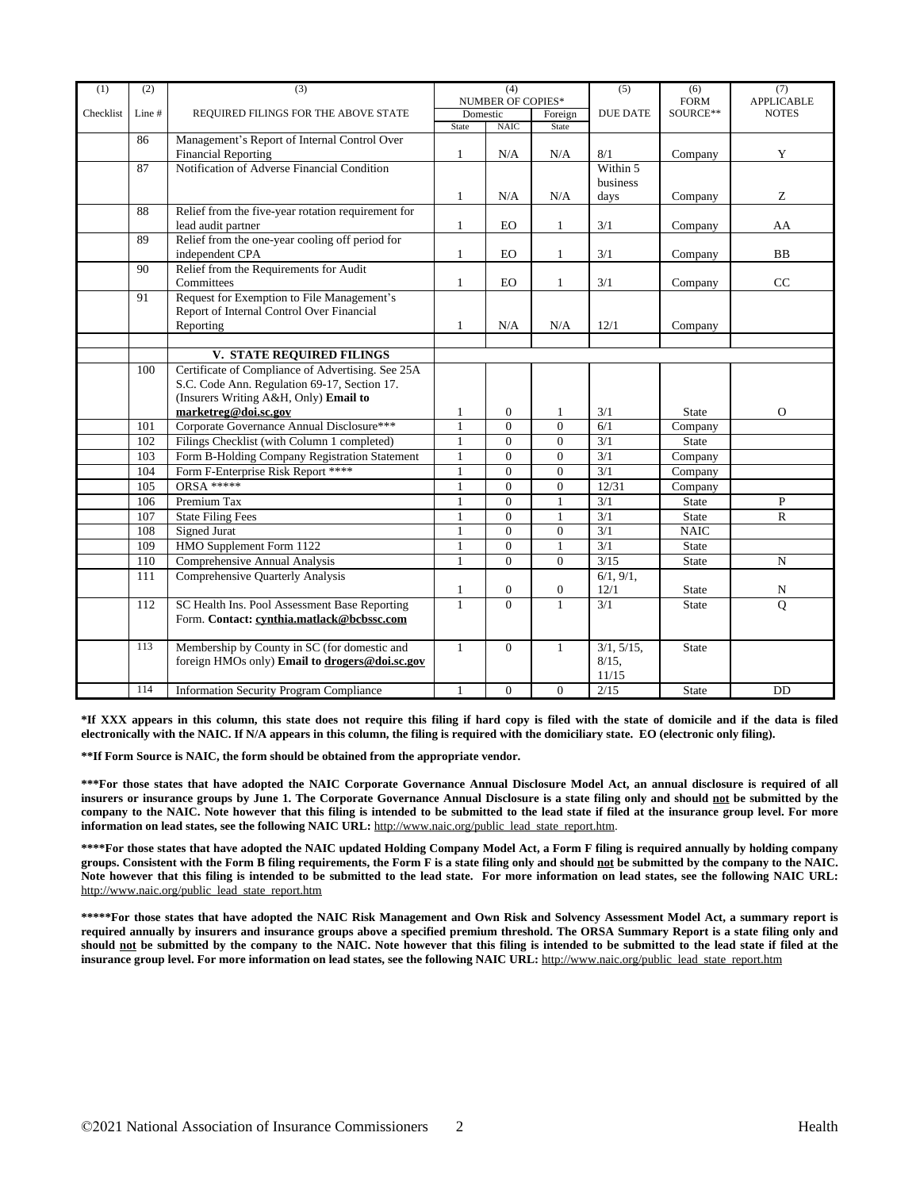| (1) | (2) | (3) | (4) | | | (5) | (6) | (7) |
|---|---|---|---|---|---|---|---|---|
| | | | NUMBER OF COPIES* | | | | FORM | APPLICABLE |
| Checklist | Line # | REQUIRED FILINGS FOR THE ABOVE STATE | Domestic | | Foreign | DUE DATE | SOURCE** | NOTES |
| | | | State | NAIC | State | | | |
| | 86 | Management's Report of Internal Control Over Financial Reporting | 1 | N/A | N/A | 8/1 | Company | Y |
| | 87 | Notification of Adverse Financial Condition | 1 | N/A | N/A | Within 5 business days | Company | Z |
| | 88 | Relief from the five-year rotation requirement for lead audit partner | 1 | EO | 1 | 3/1 | Company | AA |
| | 89 | Relief from the one-year cooling off period for independent CPA | 1 | EO | 1 | 3/1 | Company | BB |
| | 90 | Relief from the Requirements for Audit Committees | 1 | EO | 1 | 3/1 | Company | CC |
| | 91 | Request for Exemption to File Management's Report of Internal Control Over Financial Reporting | 1 | N/A | N/A | 12/1 | Company | |
| | | | | | | | | |
| | | **V. STATE REQUIRED FILINGS** | | | | | | |
| | 100 | Certificate of Compliance of Advertising. See 25A S.C. Code Ann. Regulation 69-17, Section 17. (Insurers Writing A&H, Only) **Email to marketreg@doi.sc.gov** | 1 | 0 | 1 | 3/1 | State | O |
| | 101 | Corporate Governance Annual Disclosure*** | 1 | 0 | 0 | 6/1 | Company | |
| | 102 | Filings Checklist (with Column 1 completed) | 1 | 0 | 0 | 3/1 | State | |
| | 103 | Form B-Holding Company Registration Statement | 1 | 0 | 0 | 3/1 | Company | |
| | 104 | Form F-Enterprise Risk Report **** | 1 | 0 | 0 | 3/1 | Company | |
| | 105 | ORSA ***** | 1 | 0 | 0 | 12/31 | Company | |
| | 106 | Premium Tax | 1 | 0 | 1 | 3/1 | State | P |
| | 107 | State Filing Fees | 1 | 0 | 1 | 3/1 | State | R |
| | 108 | Signed Jurat | 1 | 0 | 0 | 3/1 | NAIC | |
| | 109 | HMO Supplement Form 1122 | 1 | 0 | 1 | 3/1 | State | |
| | 110 | Comprehensive Annual Analysis | 1 | 0 | 0 | 3/15 | State | N |
| | 111 | Comprehensive Quarterly Analysis | 1 | 0 | 0 | 6/1, 9/1, 12/1 | State | N |
| | 112 | SC Health Ins. Pool Assessment Base Reporting Form. **Contact: cynthia.matlack@bcbssc.com** | 1 | 0 | 1 | 3/1 | State | Q |
| | 113 | Membership by County in SC (for domestic and foreign HMOs only) **Email to drogers@doi.sc.gov** | 1 | 0 | 1 | 3/1, 5/15, 8/15, 11/15 | State | |
| | 114 | Information Security Program Compliance | 1 | 0 | 0 | 2/15 | State | DD |

**\*If XXX appears in this column, this state does not require this filing if hard copy is filed with the state of domicile and if the data is filed electronically with the NAIC. If N/A appears in this column, the filing is required with the domiciliary state. EO (electronic only filing).**

**\*\*If Form Source is NAIC, the form should be obtained from the appropriate vendor.**

**\*\*\*For those states that have adopted the NAIC Corporate Governance Annual Disclosure Model Act, an annual disclosure is required of all insurers or insurance groups by June 1. The Corporate Governance Annual Disclosure is a state filing only and should not be submitted by the company to the NAIC. Note however that this filing is intended to be submitted to the lead state if filed at the insurance group level. For more information on lead states, see the following NAIC URL:** http://www.naic.org/public_lead_state_report.htm.

**\*\*\*\*For those states that have adopted the NAIC updated Holding Company Model Act, a Form F filing is required annually by holding company groups. Consistent with the Form B filing requirements, the Form F is a state filing only and should not be submitted by the company to the NAIC. Note however that this filing is intended to be submitted to the lead state. For more information on lead states, see the following NAIC URL:** http://www.naic.org/public_lead_state_report.htm

**\*\*\*\*\*For those states that have adopted the NAIC Risk Management and Own Risk and Solvency Assessment Model Act, a summary report is required annually by insurers and insurance groups above a specified premium threshold. The ORSA Summary Report is a state filing only and should not be submitted by the company to the NAIC. Note however that this filing is intended to be submitted to the lead state if filed at the insurance group level. For more information on lead states, see the following NAIC URL:** http://www.naic.org/public_lead_state_report.htm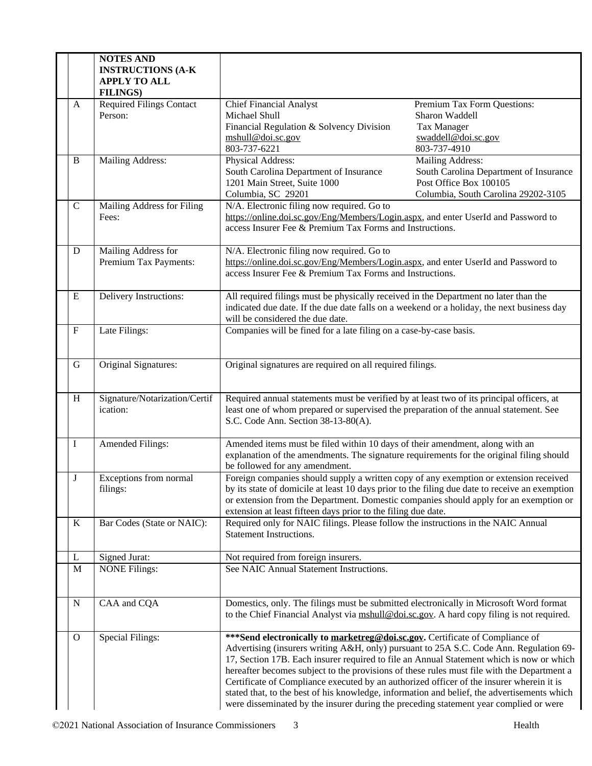| | NOTES AND INSTRUCTIONS (A-K APPLY TO ALL FILINGS) | |
|---|---|---|
| A | Required Filings Contact Person: | Chief Financial Analyst<br>Michael Shull<br>Financial Regulation & Solvency Division<br>mshull@doi.sc.gov<br>803-737-6221<br><br>Premium Tax Form Questions:<br>Sharon Waddell<br>Tax Manager<br>swaddell@doi.sc.gov<br>803-737-4910 |
| B | Mailing Address: | Physical Address:<br>South Carolina Department of Insurance<br>1201 Main Street, Suite 1000<br>Columbia, SC 29201<br><br>Mailing Address:<br>South Carolina Department of Insurance<br>Post Office Box 100105<br>Columbia, South Carolina 29202-3105 |
| C | Mailing Address for Filing Fees: | N/A. Electronic filing now required. Go to https://online.doi.sc.gov/Eng/Members/Login.aspx, and enter UserId and Password to access Insurer Fee & Premium Tax Forms and Instructions. |
| D | Mailing Address for Premium Tax Payments: | N/A. Electronic filing now required. Go to https://online.doi.sc.gov/Eng/Members/Login.aspx, and enter UserId and Password to access Insurer Fee & Premium Tax Forms and Instructions. |
| E | Delivery Instructions: | All required filings must be physically received in the Department no later than the indicated due date. If the due date falls on a weekend or a holiday, the next business day will be considered the due date. |
| F | Late Filings: | Companies will be fined for a late filing on a case-by-case basis. |
| G | Original Signatures: | Original signatures are required on all required filings. |
| H | Signature/Notarization/Certification: | Required annual statements must be verified by at least two of its principal officers, at least one of whom prepared or supervised the preparation of the annual statement. See S.C. Code Ann. Section 38-13-80(A). |
| I | Amended Filings: | Amended items must be filed within 10 days of their amendment, along with an explanation of the amendments. The signature requirements for the original filing should be followed for any amendment. |
| J | Exceptions from normal filings: | Foreign companies should supply a written copy of any exemption or extension received by its state of domicile at least 10 days prior to the filing due date to receive an exemption or extension from the Department. Domestic companies should apply for an exemption or extension at least fifteen days prior to the filing due date. |
| K | Bar Codes (State or NAIC): | Required only for NAIC filings. Please follow the instructions in the NAIC Annual Statement Instructions. |
| L | Signed Jurat: | Not required from foreign insurers. |
| M | NONE Filings: | See NAIC Annual Statement Instructions. |
| N | CAA and CQA | Domestics, only. The filings must be submitted electronically in Microsoft Word format to the Chief Financial Analyst via mshull@doi.sc.gov. A hard copy filing is not required. |
| O | Special Filings: | **\*\*\*Send electronically to marketreg@doi.sc.gov.** Certificate of Compliance of Advertising (insurers writing A&H, only) pursuant to 25A S.C. Code Ann. Regulation 69-17, Section 17B. Each insurer required to file an Annual Statement which is now or which hereafter becomes subject to the provisions of these rules must file with the Department a Certificate of Compliance executed by an authorized officer of the insurer wherein it is stated that, to the best of his knowledge, information and belief, the advertisements which were disseminated by the insurer during the preceding statement year complied or were |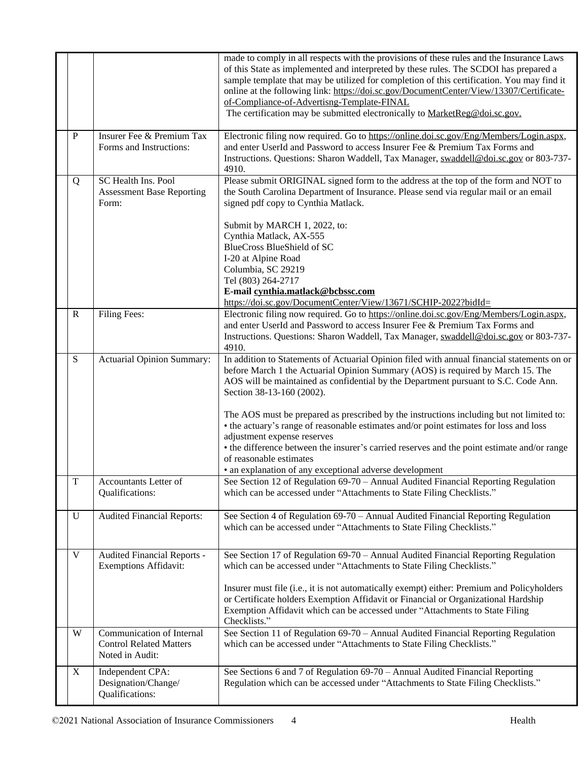| | | |
|---|---|---|
| | | made to comply in all respects with the provisions of these rules and the Insurance Laws of this State as implemented and interpreted by these rules. The SCDOI has prepared a sample template that may be utilized for completion of this certification. You may find it online at the following link: https://doi.sc.gov/DocumentCenter/View/13307/Certificate-of-Compliance-of-Advertisng-Template-FINAL<br>The certification may be submitted electronically to MarketReg@doi.sc.gov. |
| P | Insurer Fee & Premium Tax Forms and Instructions: | Electronic filing now required. Go to https://online.doi.sc.gov/Eng/Members/Login.aspx, and enter UserId and Password to access Insurer Fee & Premium Tax Forms and Instructions. Questions: Sharon Waddell, Tax Manager, swaddell@doi.sc.gov or 803-737-4910. |
| Q | SC Health Ins. Pool Assessment Base Reporting Form: | Please submit ORIGINAL signed form to the address at the top of the form and NOT to the South Carolina Department of Insurance. Please send via regular mail or an email signed pdf copy to Cynthia Matlack.<br><br>Submit by MARCH 1, 2022, to:<br>Cynthia Matlack, AX-555<br>BlueCross BlueShield of SC<br>I-20 at Alpine Road<br>Columbia, SC 29219<br>Tel (803) 264-2717<br>**E-mail cynthia.matlack@bcbssc.com**<br>https://doi.sc.gov/DocumentCenter/View/13671/SCHIP-2022?bidId= |
| R | Filing Fees: | Electronic filing now required. Go to https://online.doi.sc.gov/Eng/Members/Login.aspx, and enter UserId and Password to access Insurer Fee & Premium Tax Forms and Instructions. Questions: Sharon Waddell, Tax Manager, swaddell@doi.sc.gov or 803-737-4910. |
| S | Actuarial Opinion Summary: | In addition to Statements of Actuarial Opinion filed with annual financial statements on or before March 1 the Actuarial Opinion Summary (AOS) is required by March 15. The AOS will be maintained as confidential by the Department pursuant to S.C. Code Ann. Section 38-13-160 (2002).<br><br>The AOS must be prepared as prescribed by the instructions including but not limited to:<br>• the actuary's range of reasonable estimates and/or point estimates for loss and loss adjustment expense reserves<br>• the difference between the insurer's carried reserves and the point estimate and/or range of reasonable estimates<br>• an explanation of any exceptional adverse development |
| T | Accountants Letter of Qualifications: | See Section 12 of Regulation 69-70 – Annual Audited Financial Reporting Regulation which can be accessed under "Attachments to State Filing Checklists." |
| U | Audited Financial Reports: | See Section 4 of Regulation 69-70 – Annual Audited Financial Reporting Regulation which can be accessed under "Attachments to State Filing Checklists." |
| V | Audited Financial Reports - Exemptions Affidavit: | See Section 17 of Regulation 69-70 – Annual Audited Financial Reporting Regulation which can be accessed under "Attachments to State Filing Checklists."<br><br>Insurer must file (i.e., it is not automatically exempt) either: Premium and Policyholders or Certificate holders Exemption Affidavit or Financial or Organizational Hardship Exemption Affidavit which can be accessed under "Attachments to State Filing Checklists." |
| W | Communication of Internal Control Related Matters Noted in Audit: | See Section 11 of Regulation 69-70 – Annual Audited Financial Reporting Regulation which can be accessed under "Attachments to State Filing Checklists." |
| X | Independent CPA: Designation/Change/ Qualifications: | See Sections 6 and 7 of Regulation 69-70 – Annual Audited Financial Reporting Regulation which can be accessed under "Attachments to State Filing Checklists." |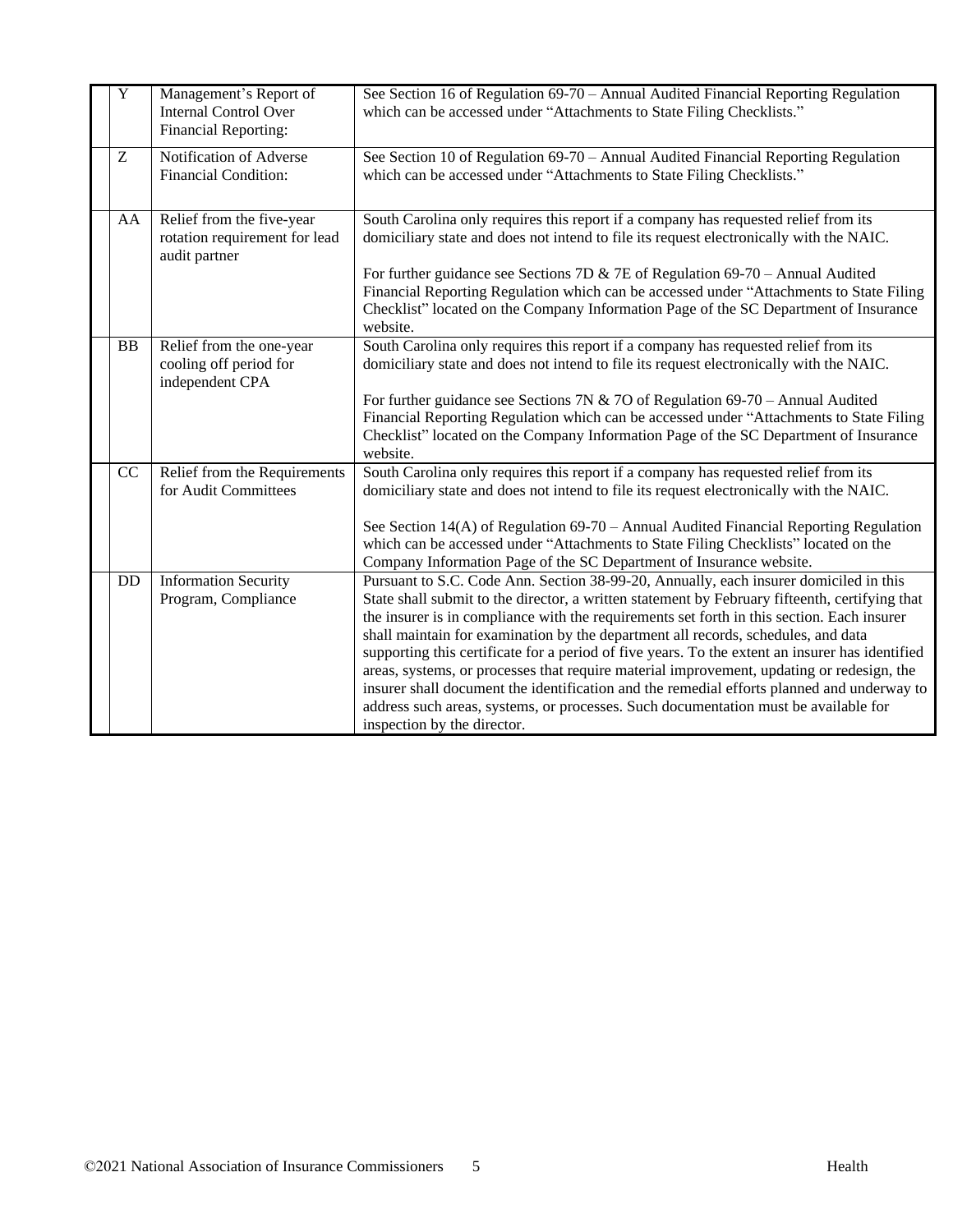| | | | |
|---|---|---|---|
| | Y | Management's Report of Internal Control Over Financial Reporting: | See Section 16 of Regulation 69-70 – Annual Audited Financial Reporting Regulation which can be accessed under "Attachments to State Filing Checklists." |
| | Z | Notification of Adverse Financial Condition: | See Section 10 of Regulation 69-70 – Annual Audited Financial Reporting Regulation which can be accessed under "Attachments to State Filing Checklists." |
| | AA | Relief from the five-year rotation requirement for lead audit partner | South Carolina only requires this report if a company has requested relief from its domiciliary state and does not intend to file its request electronically with the NAIC.<br><br>For further guidance see Sections 7D & 7E of Regulation 69-70 – Annual Audited Financial Reporting Regulation which can be accessed under "Attachments to State Filing Checklist" located on the Company Information Page of the SC Department of Insurance website. |
| | BB | Relief from the one-year cooling off period for independent CPA | South Carolina only requires this report if a company has requested relief from its domiciliary state and does not intend to file its request electronically with the NAIC.<br><br>For further guidance see Sections 7N & 7O of Regulation 69-70 – Annual Audited Financial Reporting Regulation which can be accessed under "Attachments to State Filing Checklist" located on the Company Information Page of the SC Department of Insurance website. |
| | CC | Relief from the Requirements for Audit Committees | South Carolina only requires this report if a company has requested relief from its domiciliary state and does not intend to file its request electronically with the NAIC.<br><br>See Section 14(A) of Regulation 69-70 – Annual Audited Financial Reporting Regulation which can be accessed under "Attachments to State Filing Checklists" located on the Company Information Page of the SC Department of Insurance website. |
| | DD | Information Security Program, Compliance | Pursuant to S.C. Code Ann. Section 38-99-20, Annually, each insurer domiciled in this State shall submit to the director, a written statement by February fifteenth, certifying that the insurer is in compliance with the requirements set forth in this section. Each insurer shall maintain for examination by the department all records, schedules, and data supporting this certificate for a period of five years. To the extent an insurer has identified areas, systems, or processes that require material improvement, updating or redesign, the insurer shall document the identification and the remedial efforts planned and underway to address such areas, systems, or processes. Such documentation must be available for inspection by the director. |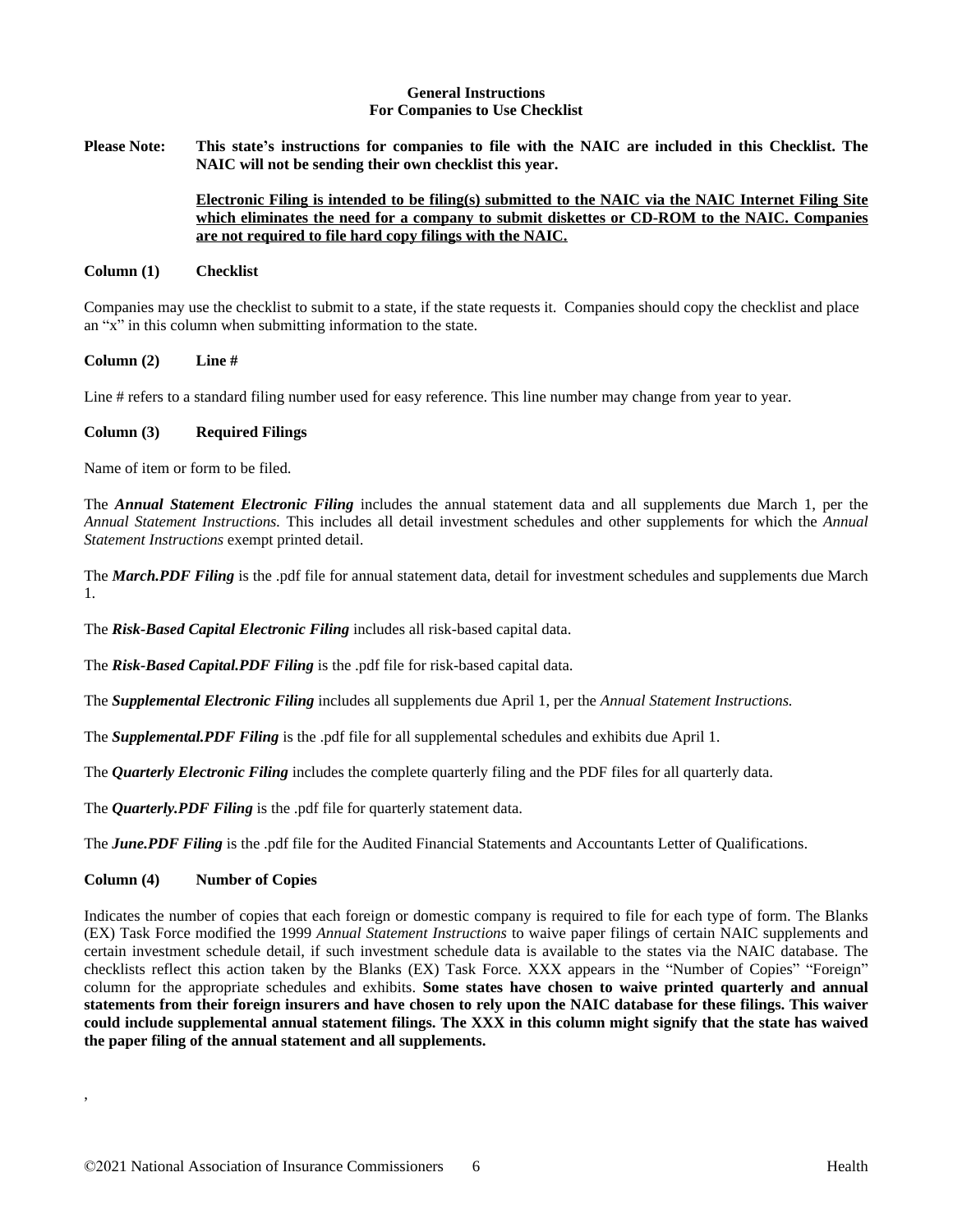**General Instructions**
**For Companies to Use Checklist**

**Please Note:** **This state's instructions for companies to file with the NAIC are included in this Checklist. The NAIC will not be sending their own checklist this year.**

**<u>Electronic Filing is intended to be filing(s) submitted to the NAIC via the NAIC Internet Filing Site which eliminates the need for a company to submit diskettes or CD-ROM to the NAIC. Companies are not required to file hard copy filings with the NAIC.</u>**

**Column (1) Checklist**

Companies may use the checklist to submit to a state, if the state requests it. Companies should copy the checklist and place an "x" in this column when submitting information to the state.

**Column (2) Line #**

Line # refers to a standard filing number used for easy reference. This line number may change from year to year.

**Column (3) Required Filings**

Name of item or form to be filed.

The ***Annual Statement Electronic Filing*** includes the annual statement data and all supplements due March 1, per the *Annual Statement Instructions.* This includes all detail investment schedules and other supplements for which the *Annual Statement Instructions* exempt printed detail.

The ***March.PDF Filing*** is the .pdf file for annual statement data, detail for investment schedules and supplements due March 1.

The ***Risk-Based Capital Electronic Filing*** includes all risk-based capital data.

The ***Risk-Based Capital.PDF Filing*** is the .pdf file for risk-based capital data.

The ***Supplemental Electronic Filing*** includes all supplements due April 1, per the *Annual Statement Instructions.*

The ***Supplemental.PDF Filing*** is the .pdf file for all supplemental schedules and exhibits due April 1.

The ***Quarterly Electronic Filing*** includes the complete quarterly filing and the PDF files for all quarterly data.

The ***Quarterly.PDF Filing*** is the .pdf file for quarterly statement data.

The ***June.PDF Filing*** is the .pdf file for the Audited Financial Statements and Accountants Letter of Qualifications.

**Column (4) Number of Copies**

Indicates the number of copies that each foreign or domestic company is required to file for each type of form. The Blanks (EX) Task Force modified the 1999 *Annual Statement Instructions* to waive paper filings of certain NAIC supplements and certain investment schedule detail, if such investment schedule data is available to the states via the NAIC database. The checklists reflect this action taken by the Blanks (EX) Task Force. XXX appears in the "Number of Copies" "Foreign" column for the appropriate schedules and exhibits. **Some states have chosen to waive printed quarterly and annual statements from their foreign insurers and have chosen to rely upon the NAIC database for these filings. This waiver could include supplemental annual statement filings. The XXX in this column might signify that the state has waived the paper filing of the annual statement and all supplements.**

,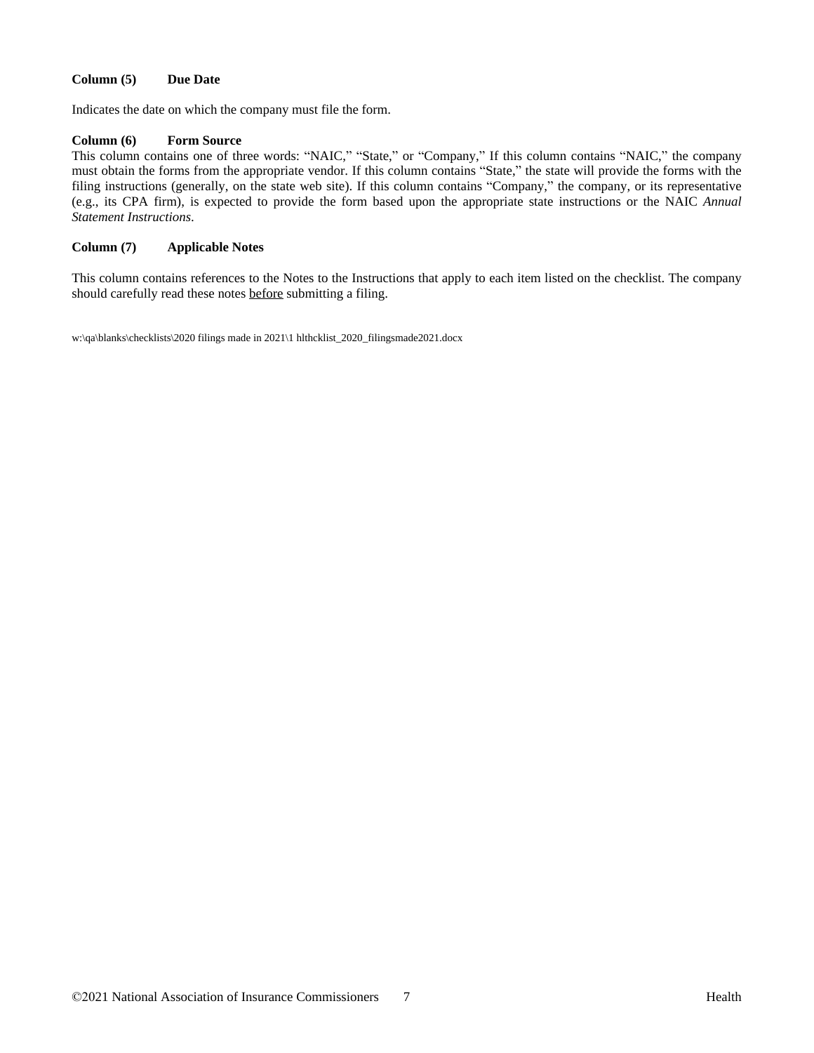**Column (5)　　Due Date**

Indicates the date on which the company must file the form.

**Column (6)　　Form Source**

This column contains one of three words: "NAIC," "State," or "Company," If this column contains "NAIC," the company must obtain the forms from the appropriate vendor. If this column contains "State," the state will provide the forms with the filing instructions (generally, on the state web site). If this column contains "Company," the company, or its representative (e.g., its CPA firm), is expected to provide the form based upon the appropriate state instructions or the NAIC *Annual Statement Instructions*.

**Column (7)　　Applicable Notes**

This column contains references to the Notes to the Instructions that apply to each item listed on the checklist. The company should carefully read these notes <u>before</u> submitting a filing.

w:\qa\blanks\checklists\2020 filings made in 2021\1 hlthcklist_2020_filingsmade2021.docx